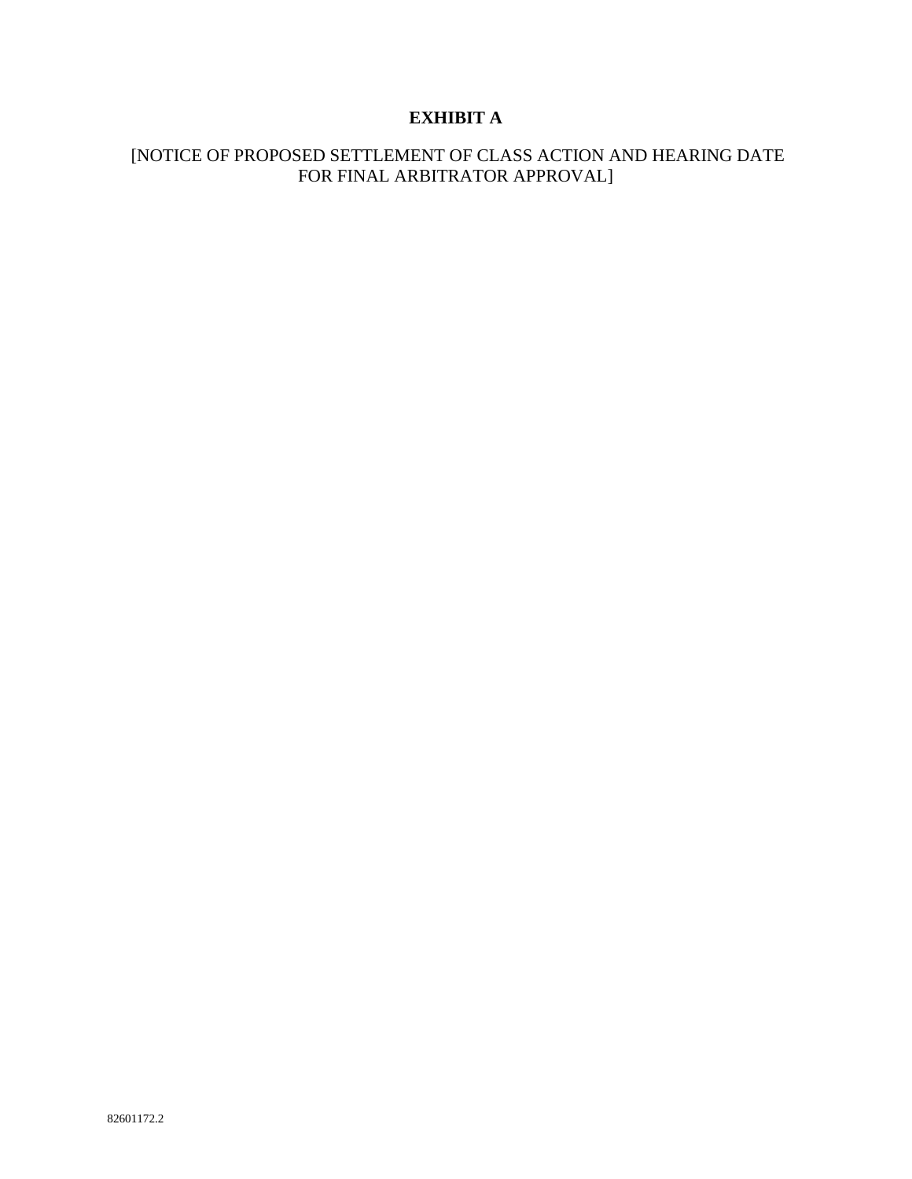# EXHIBIT A

[NOTICE OF PROPOSED SETTLEMENT OF CLASS ACTION AND HEARING DATE FOR FINAL ARBITRATOR APPROVAL]

82601172.2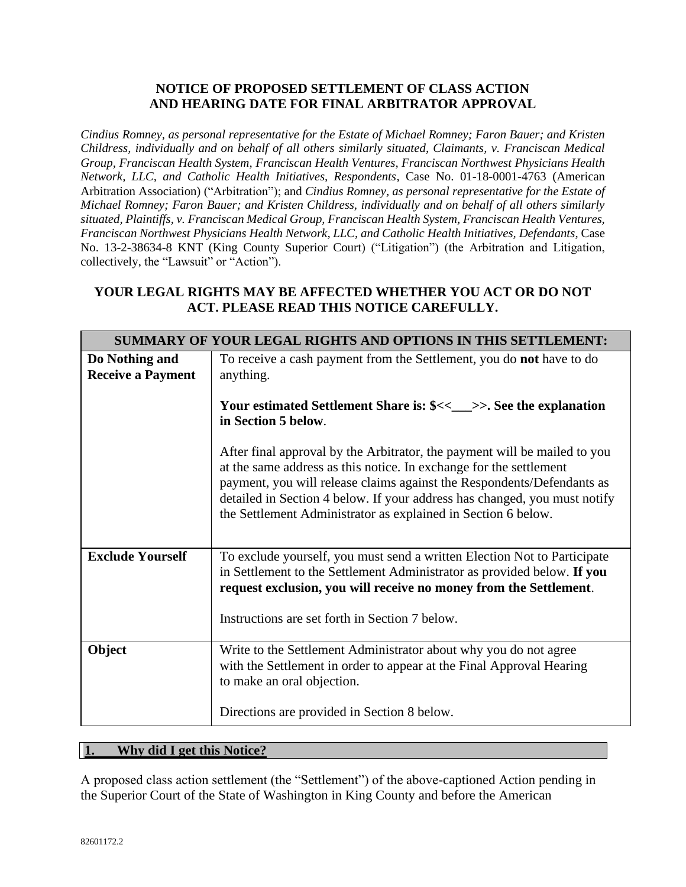## NOTICE OF PROPOSED SETTLEMENT OF CLASS ACTION AND HEARING DATE FOR FINAL ARBITRATOR APPROVAL

*Cindius Romney, as personal representative for the Estate of Michael Romney; Faron Bauer; and Kristen Childress, individually and on behalf of all others similarly situated, Claimants, v. Franciscan Medical Group, Franciscan Health System, Franciscan Health Ventures, Franciscan Northwest Physicians Health Network, LLC, and Catholic Health Initiatives, Respondents*, Case No. 01-18-0001-4763 (American Arbitration Association) ("Arbitration"); and *Cindius Romney, as personal representative for the Estate of Michael Romney; Faron Bauer; and Kristen Childress, individually and on behalf of all others similarly situated, Plaintiffs, v. Franciscan Medical Group, Franciscan Health System, Franciscan Health Ventures, Franciscan Northwest Physicians Health Network, LLC, and Catholic Health Initiatives, Defendants*, Case No. 13-2-38634-8 KNT (King County Superior Court) ("Litigation") (the Arbitration and Litigation, collectively, the "Lawsuit" or "Action").

**YOUR LEGAL RIGHTS MAY BE AFFECTED WHETHER YOU ACT OR DO NOT ACT. PLEASE READ THIS NOTICE CAREFULLY.**

| SUMMARY OF YOUR LEGAL RIGHTS AND OPTIONS IN THIS SETTLEMENT: | |
|---|---|
| **Do Nothing and Receive a Payment** | To receive a cash payment from the Settlement, you do **not** have to do anything.<br><br>**Your estimated Settlement Share is: $<<___>>. See the explanation in Section 5 below**.<br><br>After final approval by the Arbitrator, the payment will be mailed to you at the same address as this notice. In exchange for the settlement payment, you will release claims against the Respondents/Defendants as detailed in Section 4 below. If your address has changed, you must notify the Settlement Administrator as explained in Section 6 below. |
| **Exclude Yourself** | To exclude yourself, you must send a written Election Not to Participate in Settlement to the Settlement Administrator as provided below. **If you request exclusion, you will receive no money from the Settlement**.<br><br>Instructions are set forth in Section 7 below. |
| **Object** | Write to the Settlement Administrator about why you do not agree with the Settlement in order to appear at the Final Approval Hearing to make an oral objection.<br><br>Directions are provided in Section 8 below. |

### 1. Why did I get this Notice?

A proposed class action settlement (the "Settlement") of the above-captioned Action pending in the Superior Court of the State of Washington in King County and before the American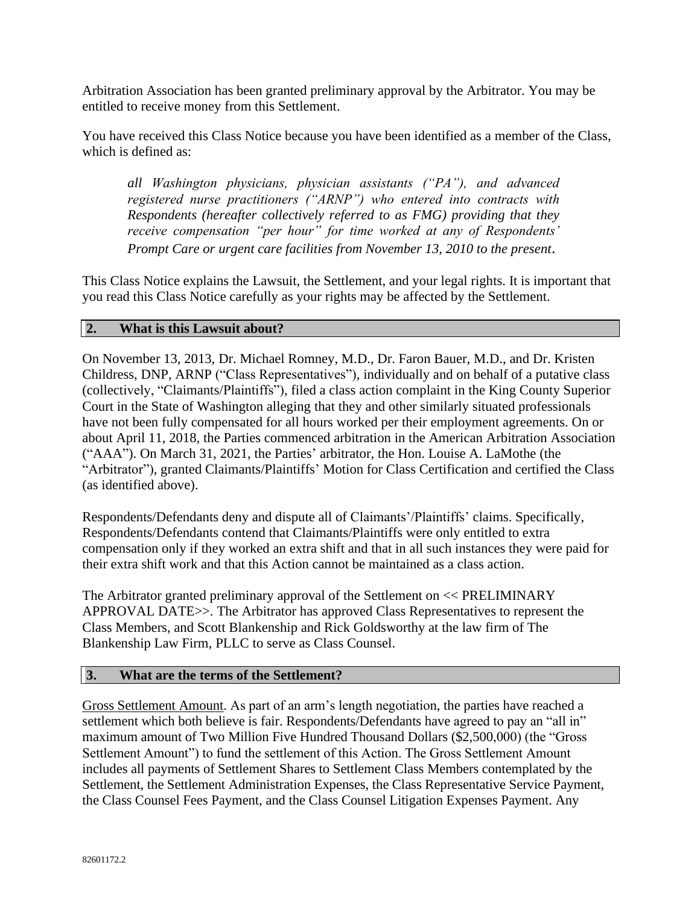Arbitration Association has been granted preliminary approval by the Arbitrator. You may be entitled to receive money from this Settlement.

You have received this Class Notice because you have been identified as a member of the Class, which is defined as:

> *all Washington physicians, physician assistants ("PA"), and advanced registered nurse practitioners ("ARNP") who entered into contracts with Respondents (hereafter collectively referred to as FMG) providing that they receive compensation "per hour" for time worked at any of Respondents' Prompt Care or urgent care facilities from November 13, 2010 to the present*.

This Class Notice explains the Lawsuit, the Settlement, and your legal rights. It is important that you read this Class Notice carefully as your rights may be affected by the Settlement.

## 2. What is this Lawsuit about?

On November 13, 2013, Dr. Michael Romney, M.D., Dr. Faron Bauer, M.D., and Dr. Kristen Childress, DNP, ARNP ("Class Representatives"), individually and on behalf of a putative class (collectively, "Claimants/Plaintiffs"), filed a class action complaint in the King County Superior Court in the State of Washington alleging that they and other similarly situated professionals have not been fully compensated for all hours worked per their employment agreements. On or about April 11, 2018, the Parties commenced arbitration in the American Arbitration Association ("AAA"). On March 31, 2021, the Parties' arbitrator, the Hon. Louise A. LaMothe (the "Arbitrator"), granted Claimants/Plaintiffs' Motion for Class Certification and certified the Class (as identified above).

Respondents/Defendants deny and dispute all of Claimants'/Plaintiffs' claims. Specifically, Respondents/Defendants contend that Claimants/Plaintiffs were only entitled to extra compensation only if they worked an extra shift and that in all such instances they were paid for their extra shift work and that this Action cannot be maintained as a class action.

The Arbitrator granted preliminary approval of the Settlement on << PRELIMINARY APPROVAL DATE>>. The Arbitrator has approved Class Representatives to represent the Class Members, and Scott Blankenship and Rick Goldsworthy at the law firm of The Blankenship Law Firm, PLLC to serve as Class Counsel.

## 3. What are the terms of the Settlement?

Gross Settlement Amount. As part of an arm's length negotiation, the parties have reached a settlement which both believe is fair. Respondents/Defendants have agreed to pay an "all in" maximum amount of Two Million Five Hundred Thousand Dollars ($2,500,000) (the "Gross Settlement Amount") to fund the settlement of this Action. The Gross Settlement Amount includes all payments of Settlement Shares to Settlement Class Members contemplated by the Settlement, the Settlement Administration Expenses, the Class Representative Service Payment, the Class Counsel Fees Payment, and the Class Counsel Litigation Expenses Payment. Any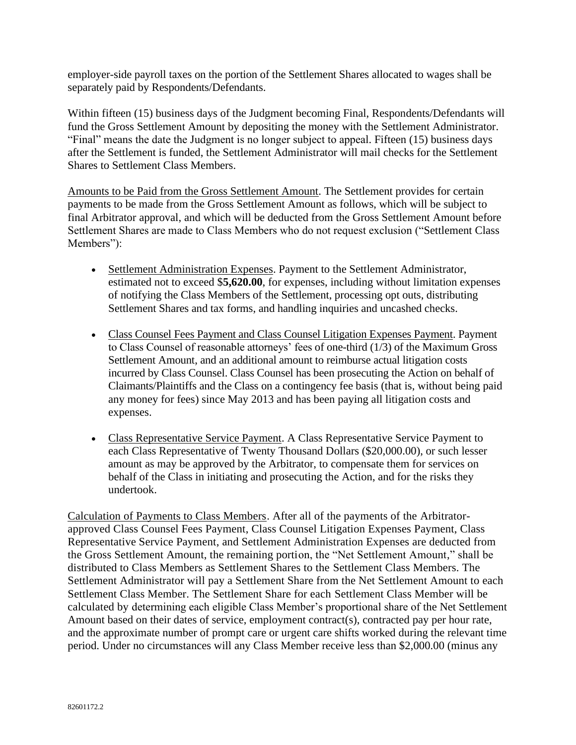employer-side payroll taxes on the portion of the Settlement Shares allocated to wages shall be separately paid by Respondents/Defendants.

Within fifteen (15) business days of the Judgment becoming Final, Respondents/Defendants will fund the Gross Settlement Amount by depositing the money with the Settlement Administrator. "Final" means the date the Judgment is no longer subject to appeal. Fifteen (15) business days after the Settlement is funded, the Settlement Administrator will mail checks for the Settlement Shares to Settlement Class Members.

Amounts to be Paid from the Gross Settlement Amount. The Settlement provides for certain payments to be made from the Gross Settlement Amount as follows, which will be subject to final Arbitrator approval, and which will be deducted from the Gross Settlement Amount before Settlement Shares are made to Class Members who do not request exclusion ("Settlement Class Members"):

- Settlement Administration Expenses. Payment to the Settlement Administrator, estimated not to exceed $**5,620.00**, for expenses, including without limitation expenses of notifying the Class Members of the Settlement, processing opt outs, distributing Settlement Shares and tax forms, and handling inquiries and uncashed checks.

- Class Counsel Fees Payment and Class Counsel Litigation Expenses Payment. Payment to Class Counsel of reasonable attorneys' fees of one-third (1/3) of the Maximum Gross Settlement Amount, and an additional amount to reimburse actual litigation costs incurred by Class Counsel. Class Counsel has been prosecuting the Action on behalf of Claimants/Plaintiffs and the Class on a contingency fee basis (that is, without being paid any money for fees) since May 2013 and has been paying all litigation costs and expenses.

- Class Representative Service Payment. A Class Representative Service Payment to each Class Representative of Twenty Thousand Dollars ($20,000.00), or such lesser amount as may be approved by the Arbitrator, to compensate them for services on behalf of the Class in initiating and prosecuting the Action, and for the risks they undertook.

Calculation of Payments to Class Members. After all of the payments of the Arbitrator-approved Class Counsel Fees Payment, Class Counsel Litigation Expenses Payment, Class Representative Service Payment, and Settlement Administration Expenses are deducted from the Gross Settlement Amount, the remaining portion, the "Net Settlement Amount," shall be distributed to Class Members as Settlement Shares to the Settlement Class Members. The Settlement Administrator will pay a Settlement Share from the Net Settlement Amount to each Settlement Class Member. The Settlement Share for each Settlement Class Member will be calculated by determining each eligible Class Member's proportional share of the Net Settlement Amount based on their dates of service, employment contract(s), contracted pay per hour rate, and the approximate number of prompt care or urgent care shifts worked during the relevant time period. Under no circumstances will any Class Member receive less than $2,000.00 (minus any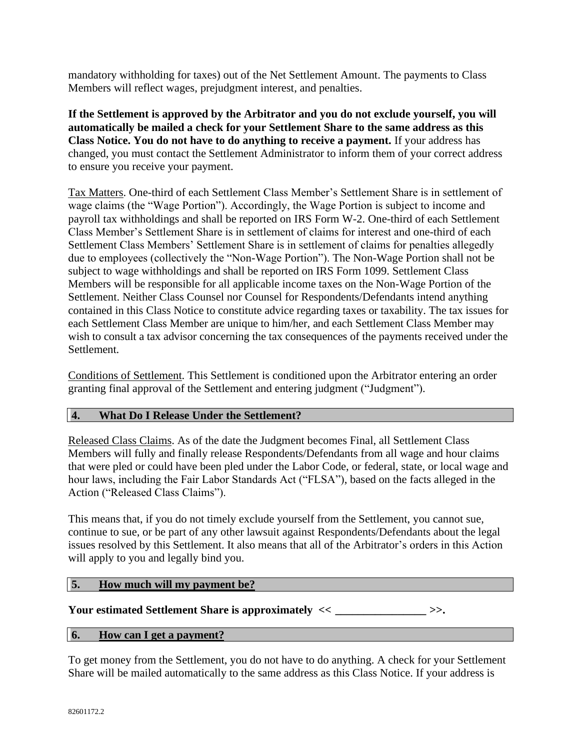mandatory withholding for taxes) out of the Net Settlement Amount. The payments to Class Members will reflect wages, prejudgment interest, and penalties.

**If the Settlement is approved by the Arbitrator and you do not exclude yourself, you will automatically be mailed a check for your Settlement Share to the same address as this Class Notice. You do not have to do anything to receive a payment.** If your address has changed, you must contact the Settlement Administrator to inform them of your correct address to ensure you receive your payment.

Tax Matters. One-third of each Settlement Class Member's Settlement Share is in settlement of wage claims (the "Wage Portion"). Accordingly, the Wage Portion is subject to income and payroll tax withholdings and shall be reported on IRS Form W-2. One-third of each Settlement Class Member's Settlement Share is in settlement of claims for interest and one-third of each Settlement Class Members' Settlement Share is in settlement of claims for penalties allegedly due to employees (collectively the "Non-Wage Portion"). The Non-Wage Portion shall not be subject to wage withholdings and shall be reported on IRS Form 1099. Settlement Class Members will be responsible for all applicable income taxes on the Non-Wage Portion of the Settlement. Neither Class Counsel nor Counsel for Respondents/Defendants intend anything contained in this Class Notice to constitute advice regarding taxes or taxability. The tax issues for each Settlement Class Member are unique to him/her, and each Settlement Class Member may wish to consult a tax advisor concerning the tax consequences of the payments received under the Settlement.

Conditions of Settlement. This Settlement is conditioned upon the Arbitrator entering an order granting final approval of the Settlement and entering judgment ("Judgment").

## 4. What Do I Release Under the Settlement?

Released Class Claims. As of the date the Judgment becomes Final, all Settlement Class Members will fully and finally release Respondents/Defendants from all wage and hour claims that were pled or could have been pled under the Labor Code, or federal, state, or local wage and hour laws, including the Fair Labor Standards Act ("FLSA"), based on the facts alleged in the Action ("Released Class Claims").

This means that, if you do not timely exclude yourself from the Settlement, you cannot sue, continue to sue, or be part of any other lawsuit against Respondents/Defendants about the legal issues resolved by this Settlement. It also means that all of the Arbitrator's orders in this Action will apply to you and legally bind you.

## 5. How much will my payment be?

**Your estimated Settlement Share is approximately << ________________ >>.**

## 6. How can I get a payment?

To get money from the Settlement, you do not have to do anything. A check for your Settlement Share will be mailed automatically to the same address as this Class Notice. If your address is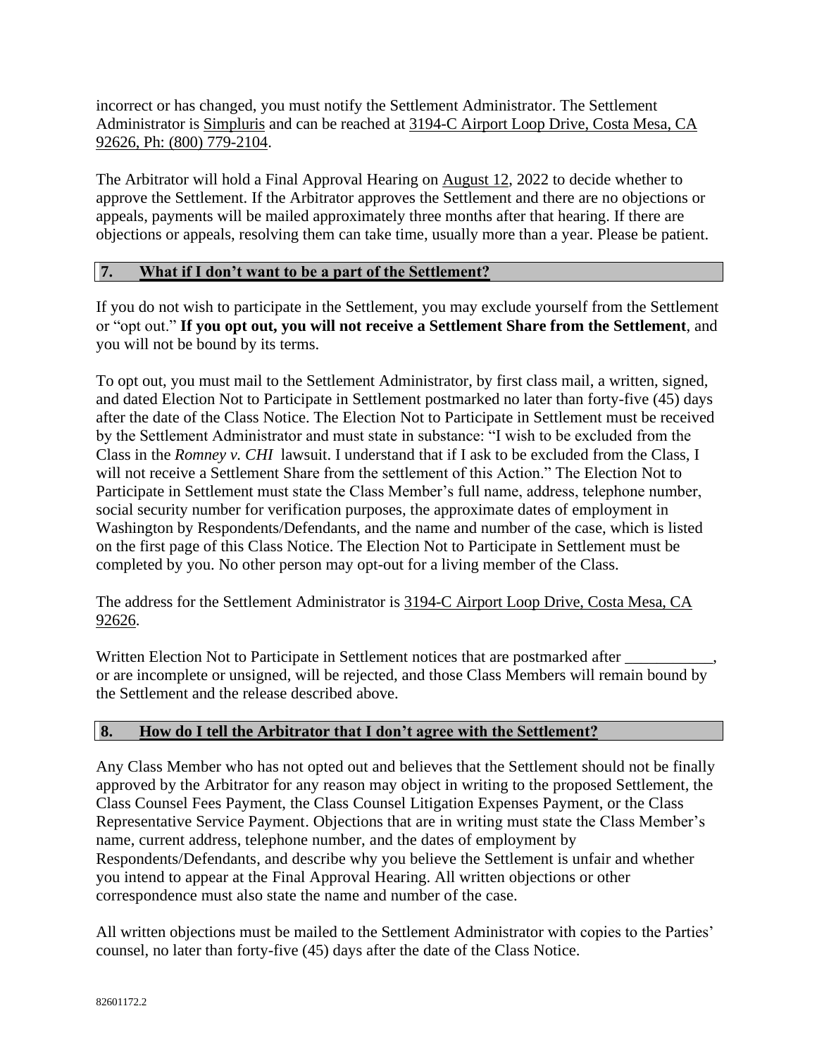incorrect or has changed, you must notify the Settlement Administrator. The Settlement Administrator is Simpluris and can be reached at 3194-C Airport Loop Drive, Costa Mesa, CA 92626, Ph: (800) 779-2104.

The Arbitrator will hold a Final Approval Hearing on August 12, 2022 to decide whether to approve the Settlement. If the Arbitrator approves the Settlement and there are no objections or appeals, payments will be mailed approximately three months after that hearing. If there are objections or appeals, resolving them can take time, usually more than a year. Please be patient.

## 7. What if I don't want to be a part of the Settlement?

If you do not wish to participate in the Settlement, you may exclude yourself from the Settlement or "opt out." **If you opt out, you will not receive a Settlement Share from the Settlement**, and you will not be bound by its terms.

To opt out, you must mail to the Settlement Administrator, by first class mail, a written, signed, and dated Election Not to Participate in Settlement postmarked no later than forty-five (45) days after the date of the Class Notice. The Election Not to Participate in Settlement must be received by the Settlement Administrator and must state in substance: "I wish to be excluded from the Class in the *Romney v. CHI* lawsuit. I understand that if I ask to be excluded from the Class, I will not receive a Settlement Share from the settlement of this Action." The Election Not to Participate in Settlement must state the Class Member's full name, address, telephone number, social security number for verification purposes, the approximate dates of employment in Washington by Respondents/Defendants, and the name and number of the case, which is listed on the first page of this Class Notice. The Election Not to Participate in Settlement must be completed by you. No other person may opt-out for a living member of the Class.

The address for the Settlement Administrator is 3194-C Airport Loop Drive, Costa Mesa, CA 92626.

Written Election Not to Participate in Settlement notices that are postmarked after ___________, or are incomplete or unsigned, will be rejected, and those Class Members will remain bound by the Settlement and the release described above.

## 8. How do I tell the Arbitrator that I don't agree with the Settlement?

Any Class Member who has not opted out and believes that the Settlement should not be finally approved by the Arbitrator for any reason may object in writing to the proposed Settlement, the Class Counsel Fees Payment, the Class Counsel Litigation Expenses Payment, or the Class Representative Service Payment. Objections that are in writing must state the Class Member's name, current address, telephone number, and the dates of employment by Respondents/Defendants, and describe why you believe the Settlement is unfair and whether you intend to appear at the Final Approval Hearing. All written objections or other correspondence must also state the name and number of the case.

All written objections must be mailed to the Settlement Administrator with copies to the Parties' counsel, no later than forty-five (45) days after the date of the Class Notice.

82601172.2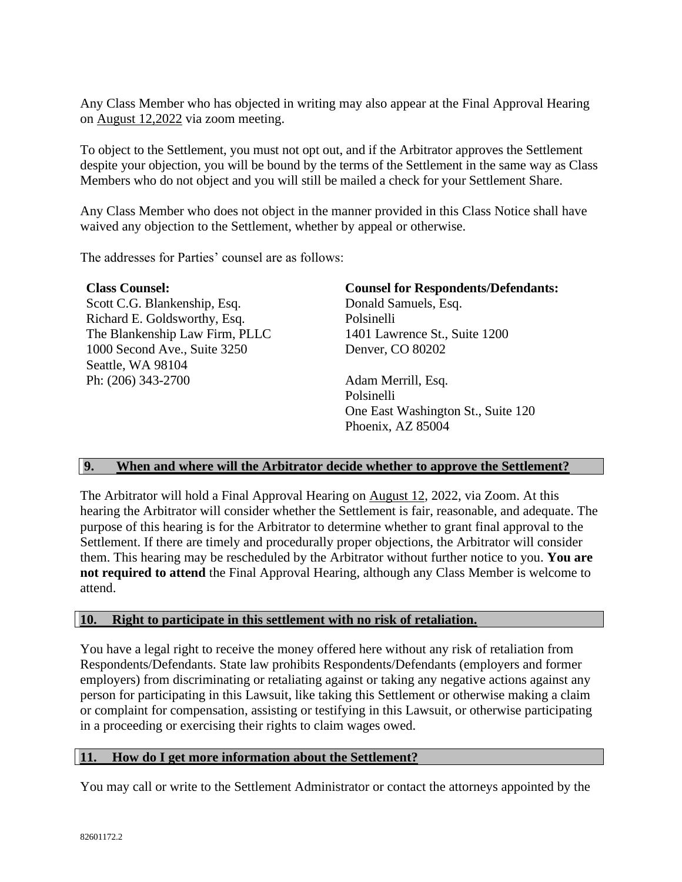Any Class Member who has objected in writing may also appear at the Final Approval Hearing on August 12,2022 via zoom meeting.

To object to the Settlement, you must not opt out, and if the Arbitrator approves the Settlement despite your objection, you will be bound by the terms of the Settlement in the same way as Class Members who do not object and you will still be mailed a check for your Settlement Share.

Any Class Member who does not object in the manner provided in this Class Notice shall have waived any objection to the Settlement, whether by appeal or otherwise.

The addresses for Parties' counsel are as follows:

**Class Counsel:**
Scott C.G. Blankenship, Esq.
Richard E. Goldsworthy, Esq.
The Blankenship Law Firm, PLLC
1000 Second Ave., Suite 3250
Seattle, WA 98104
Ph: (206) 343-2700

**Counsel for Respondents/Defendants:**
Donald Samuels, Esq.
Polsinelli
1401 Lawrence St., Suite 1200
Denver, CO 80202

Adam Merrill, Esq.
Polsinelli
One East Washington St., Suite 120
Phoenix, AZ 85004

## 9. When and where will the Arbitrator decide whether to approve the Settlement?

The Arbitrator will hold a Final Approval Hearing on August 12, 2022, via Zoom. At this hearing the Arbitrator will consider whether the Settlement is fair, reasonable, and adequate. The purpose of this hearing is for the Arbitrator to determine whether to grant final approval to the Settlement. If there are timely and procedurally proper objections, the Arbitrator will consider them. This hearing may be rescheduled by the Arbitrator without further notice to you. **You are not required to attend** the Final Approval Hearing, although any Class Member is welcome to attend.

## 10. Right to participate in this settlement with no risk of retaliation.

You have a legal right to receive the money offered here without any risk of retaliation from Respondents/Defendants. State law prohibits Respondents/Defendants (employers and former employers) from discriminating or retaliating against or taking any negative actions against any person for participating in this Lawsuit, like taking this Settlement or otherwise making a claim or complaint for compensation, assisting or testifying in this Lawsuit, or otherwise participating in a proceeding or exercising their rights to claim wages owed.

## 11. How do I get more information about the Settlement?

You may call or write to the Settlement Administrator or contact the attorneys appointed by the

82601172.2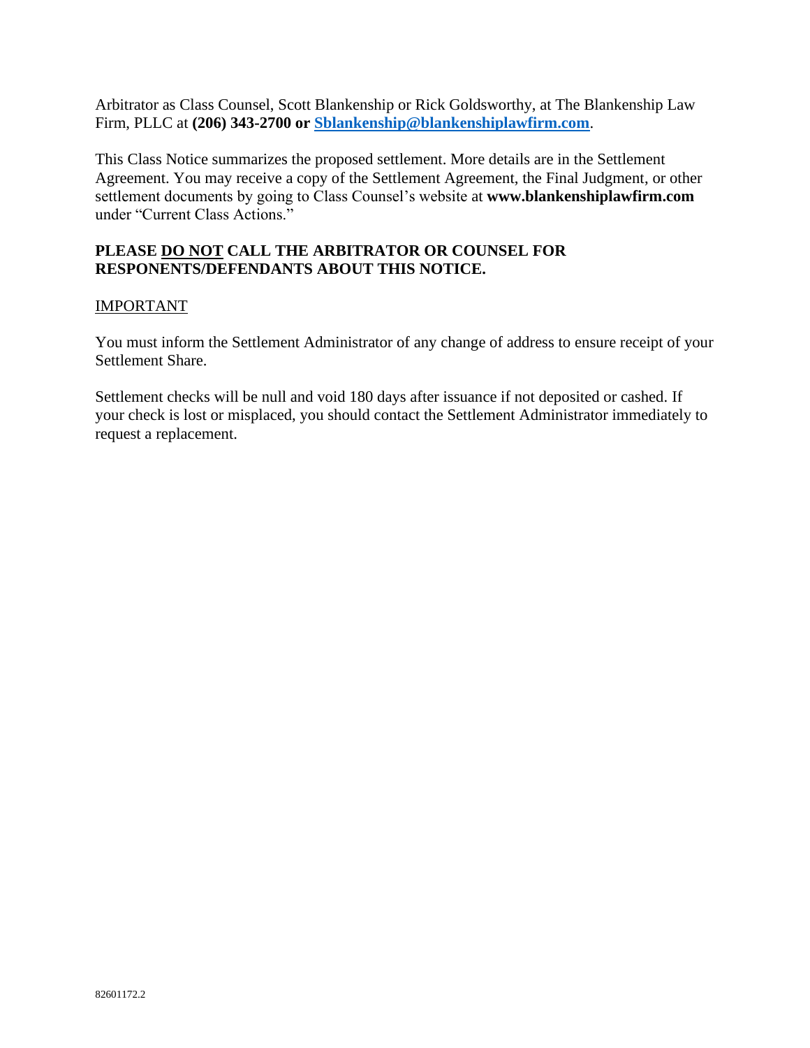Arbitrator as Class Counsel, Scott Blankenship or Rick Goldsworthy, at The Blankenship Law Firm, PLLC at **(206) 343-2700 or [Sblankenship@blankenshiplawfirm.com](mailto:Sblankenship@blankenshiplawfirm.com)**.

This Class Notice summarizes the proposed settlement. More details are in the Settlement Agreement. You may receive a copy of the Settlement Agreement, the Final Judgment, or other settlement documents by going to Class Counsel's website at **www.blankenshiplawfirm.com** under "Current Class Actions."

**PLEASE <u>DO NOT</u> CALL THE ARBITRATOR OR COUNSEL FOR RESPONENTS/DEFENDANTS ABOUT THIS NOTICE.**

<u>IMPORTANT</u>

You must inform the Settlement Administrator of any change of address to ensure receipt of your Settlement Share.

Settlement checks will be null and void 180 days after issuance if not deposited or cashed. If your check is lost or misplaced, you should contact the Settlement Administrator immediately to request a replacement.

82601172.2